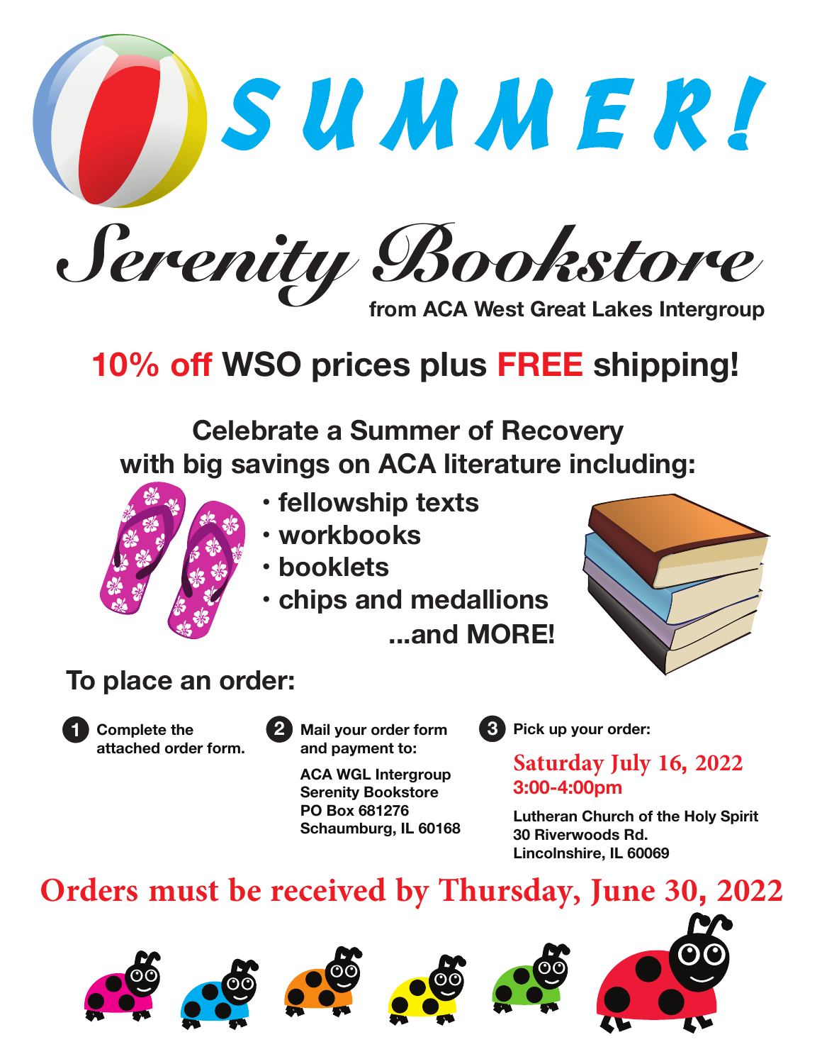# SUMMER!

# Serenity Bookstore

from ACA West Great Lakes Intergroup

## 10% off WSO prices plus FREE shipping!

**Celebrate a Summer of Recovery with big savings on ACA literature including:**

- fellowship texts
- workbooks
- booklets
- chips and medallions

...and MORE!

## To place an order:

1. Complete the attached order form.

2. Mail your order form and payment to:

   ACA WGL Intergroup
   Serenity Bookstore
   PO Box 681276
   Schaumburg, IL 60168

3. Pick up your order:

   **Saturday July 16, 2022**
   **3:00-4:00pm**

   Lutheran Church of the Holy Spirit
   30 Riverwoods Rd.
   Lincolnshire, IL 60069

**Orders must be received by Thursday, June 30, 2022**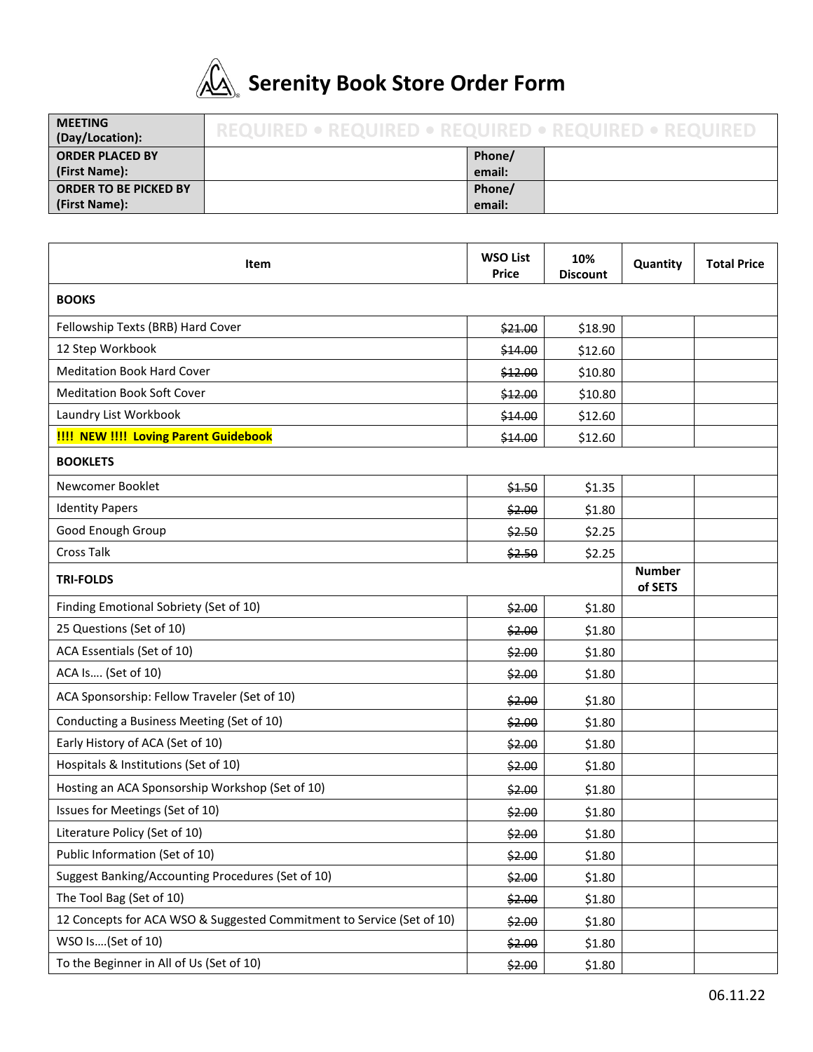# Serenity Book Store Order Form

| MEETING (Day/Location): | REQUIRED • REQUIRED • REQUIRED • REQUIRED • REQUIRED | | |
|---|---|---|---|
| ORDER PLACED BY (First Name): | | Phone/ email: | |
| ORDER TO BE PICKED BY (First Name): | | Phone/ email: | |

| Item | WSO List Price | 10% Discount | Quantity | Total Price |
|---|---|---|---|---|
| **BOOKS** | | | | |
| Fellowship Texts (BRB) Hard Cover | ~~$21.00~~ | $18.90 | | |
| 12 Step Workbook | ~~$14.00~~ | $12.60 | | |
| Meditation Book Hard Cover | ~~$12.00~~ | $10.80 | | |
| Meditation Book Soft Cover | ~~$12.00~~ | $10.80 | | |
| Laundry List Workbook | ~~$14.00~~ | $12.60 | | |
| **!!!! NEW !!!! Loving Parent Guidebook** | ~~$14.00~~ | $12.60 | | |
| **BOOKLETS** | | | | |
| Newcomer Booklet | ~~$1.50~~ | $1.35 | | |
| Identity Papers | ~~$2.00~~ | $1.80 | | |
| Good Enough Group | ~~$2.50~~ | $2.25 | | |
| Cross Talk | ~~$2.50~~ | $2.25 | | |
| **TRI-FOLDS** | | | **Number of SETS** | |
| Finding Emotional Sobriety (Set of 10) | ~~$2.00~~ | $1.80 | | |
| 25 Questions (Set of 10) | ~~$2.00~~ | $1.80 | | |
| ACA Essentials (Set of 10) | ~~$2.00~~ | $1.80 | | |
| ACA Is…. (Set of 10) | ~~$2.00~~ | $1.80 | | |
| ACA Sponsorship: Fellow Traveler (Set of 10) | ~~$2.00~~ | $1.80 | | |
| Conducting a Business Meeting (Set of 10) | ~~$2.00~~ | $1.80 | | |
| Early History of ACA (Set of 10) | ~~$2.00~~ | $1.80 | | |
| Hospitals & Institutions (Set of 10) | ~~$2.00~~ | $1.80 | | |
| Hosting an ACA Sponsorship Workshop (Set of 10) | ~~$2.00~~ | $1.80 | | |
| Issues for Meetings (Set of 10) | ~~$2.00~~ | $1.80 | | |
| Literature Policy (Set of 10) | ~~$2.00~~ | $1.80 | | |
| Public Information (Set of 10) | ~~$2.00~~ | $1.80 | | |
| Suggest Banking/Accounting Procedures (Set of 10) | ~~$2.00~~ | $1.80 | | |
| The Tool Bag (Set of 10) | ~~$2.00~~ | $1.80 | | |
| 12 Concepts for ACA WSO & Suggested Commitment to Service (Set of 10) | ~~$2.00~~ | $1.80 | | |
| WSO Is….(Set of 10) | ~~$2.00~~ | $1.80 | | |
| To the Beginner in All of Us (Set of 10) | ~~$2.00~~ | $1.80 | | |

06.11.22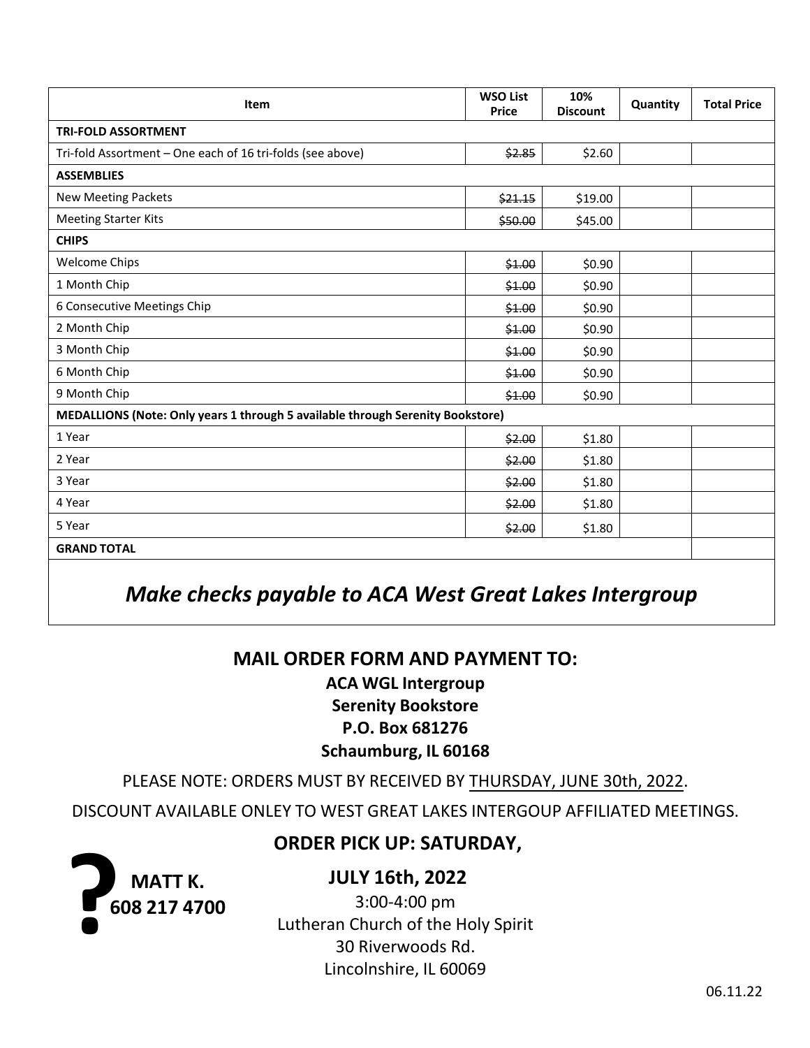| Item | WSO List Price | 10% Discount | Quantity | Total Price |
| --- | --- | --- | --- | --- |
| **TRI-FOLD ASSORTMENT** | | | | |
| Tri-fold Assortment – One each of 16 tri-folds (see above) | ~~$2.85~~ | $2.60 | | |
| **ASSEMBLIES** | | | | |
| New Meeting Packets | ~~$21.15~~ | $19.00 | | |
| Meeting Starter Kits | ~~$50.00~~ | $45.00 | | |
| **CHIPS** | | | | |
| Welcome Chips | ~~$1.00~~ | $0.90 | | |
| 1 Month Chip | ~~$1.00~~ | $0.90 | | |
| 6 Consecutive Meetings Chip | ~~$1.00~~ | $0.90 | | |
| 2 Month Chip | ~~$1.00~~ | $0.90 | | |
| 3 Month Chip | ~~$1.00~~ | $0.90 | | |
| 6 Month Chip | ~~$1.00~~ | $0.90 | | |
| 9 Month Chip | ~~$1.00~~ | $0.90 | | |
| **MEDALLIONS (Note: Only years 1 through 5 available through Serenity Bookstore)** | | | | |
| 1 Year | ~~$2.00~~ | $1.80 | | |
| 2 Year | ~~$2.00~~ | $1.80 | | |
| 3 Year | ~~$2.00~~ | $1.80 | | |
| 4 Year | ~~$2.00~~ | $1.80 | | |
| 5 Year | ~~$2.00~~ | $1.80 | | |
| **GRAND TOTAL** | | | | |

***Make checks payable to ACA West Great Lakes Intergroup***

## MAIL ORDER FORM AND PAYMENT TO:

**ACA WGL Intergroup**
**Serenity Bookstore**
**P.O. Box 681276**
**Schaumburg, IL 60168**

PLEASE NOTE: ORDERS MUST BY RECEIVED BY THURSDAY, JUNE 30th, 2022.

DISCOUNT AVAILABLE ONLEY TO WEST GREAT LAKES INTERGOUP AFFILIATED MEETINGS.

## ORDER PICK UP: SATURDAY,

## JULY 16th, 2022

3:00-4:00 pm
Lutheran Church of the Holy Spirit
30 Riverwoods Rd.
Lincolnshire, IL 60069

**?** **MATT K.**
**608 217 4700**

06.11.22